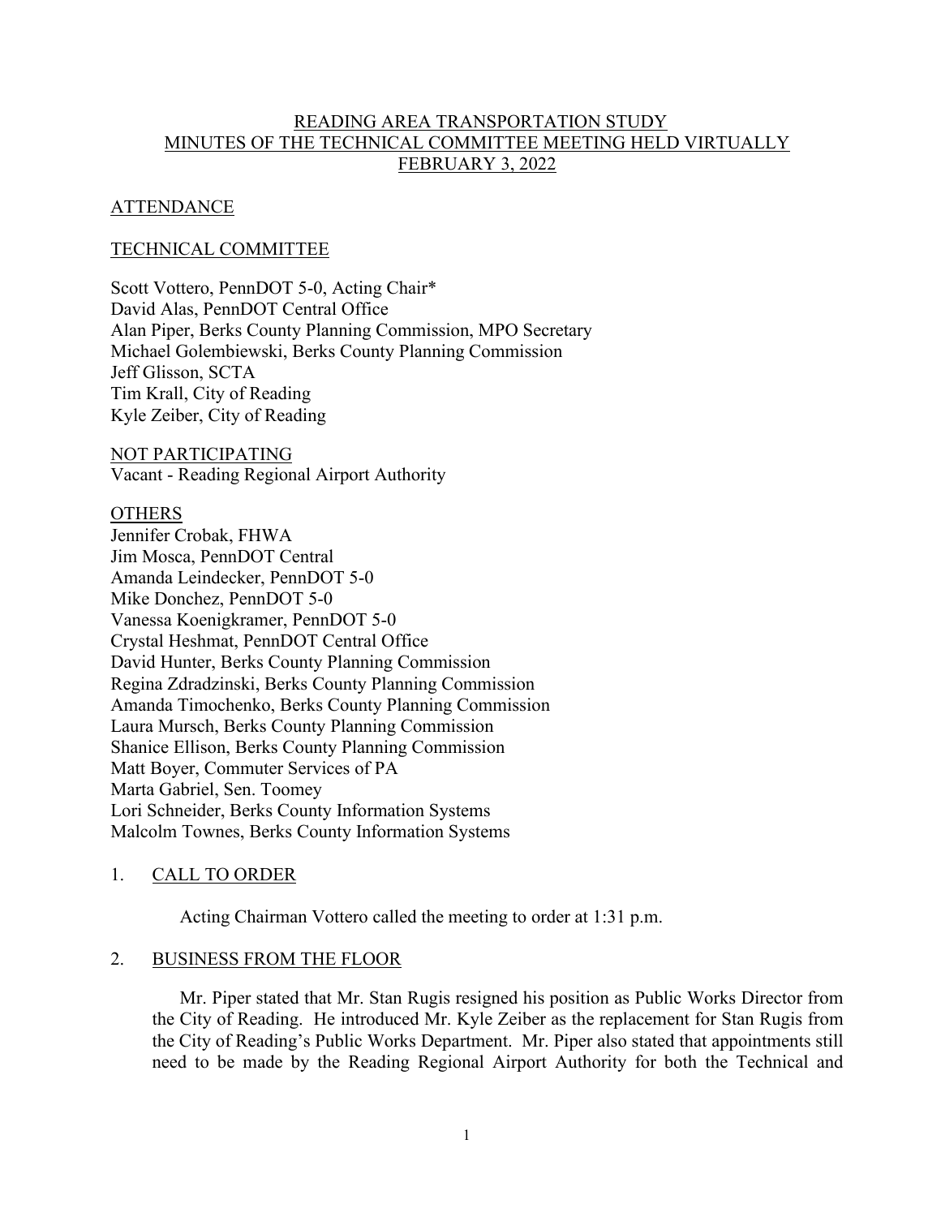# READING AREA TRANSPORTATION STUDY
# MINUTES OF THE TECHNICAL COMMITTEE MEETING HELD VIRTUALLY
# FEBRUARY 3, 2022

## ATTENDANCE

### TECHNICAL COMMITTEE

Scott Vottero, PennDOT 5-0, Acting Chair*
David Alas, PennDOT Central Office
Alan Piper, Berks County Planning Commission, MPO Secretary
Michael Golembiewski, Berks County Planning Commission
Jeff Glisson, SCTA
Tim Krall, City of Reading
Kyle Zeiber, City of Reading

### NOT PARTICIPATING

Vacant - Reading Regional Airport Authority

### OTHERS

Jennifer Crobak, FHWA
Jim Mosca, PennDOT Central
Amanda Leindecker, PennDOT 5-0
Mike Donchez, PennDOT 5-0
Vanessa Koenigkramer, PennDOT 5-0
Crystal Heshmat, PennDOT Central Office
David Hunter, Berks County Planning Commission
Regina Zdradzinski, Berks County Planning Commission
Amanda Timochenko, Berks County Planning Commission
Laura Mursch, Berks County Planning Commission
Shanice Ellison, Berks County Planning Commission
Matt Boyer, Commuter Services of PA
Marta Gabriel, Sen. Toomey
Lori Schneider, Berks County Information Systems
Malcolm Townes, Berks County Information Systems

## 1. CALL TO ORDER

Acting Chairman Vottero called the meeting to order at 1:31 p.m.

## 2. BUSINESS FROM THE FLOOR

Mr. Piper stated that Mr. Stan Rugis resigned his position as Public Works Director from the City of Reading. He introduced Mr. Kyle Zeiber as the replacement for Stan Rugis from the City of Reading's Public Works Department. Mr. Piper also stated that appointments still need to be made by the Reading Regional Airport Authority for both the Technical and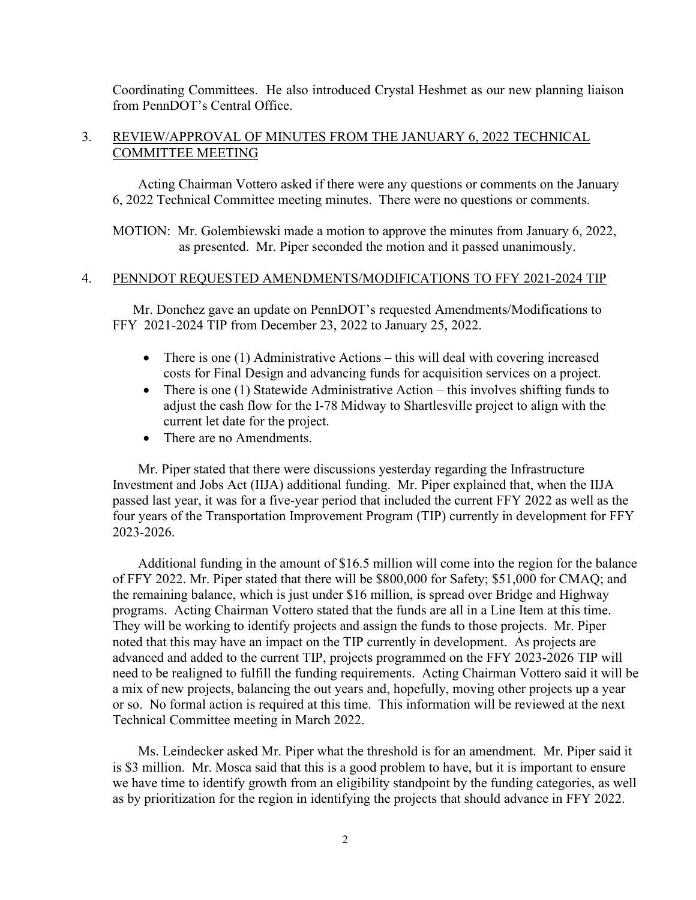Coordinating Committees. He also introduced Crystal Heshmet as our new planning liaison from PennDOT's Central Office.

3. REVIEW/APPROVAL OF MINUTES FROM THE JANUARY 6, 2022 TECHNICAL COMMITTEE MEETING

Acting Chairman Vottero asked if there were any questions or comments on the January 6, 2022 Technical Committee meeting minutes. There were no questions or comments.

MOTION: Mr. Golembiewski made a motion to approve the minutes from January 6, 2022, as presented. Mr. Piper seconded the motion and it passed unanimously.

4. PENNDOT REQUESTED AMENDMENTS/MODIFICATIONS TO FFY 2021-2024 TIP

Mr. Donchez gave an update on PennDOT's requested Amendments/Modifications to FFY 2021-2024 TIP from December 23, 2022 to January 25, 2022.

- There is one (1) Administrative Actions – this will deal with covering increased costs for Final Design and advancing funds for acquisition services on a project.
- There is one (1) Statewide Administrative Action – this involves shifting funds to adjust the cash flow for the I-78 Midway to Shartlesville project to align with the current let date for the project.
- There are no Amendments.

Mr. Piper stated that there were discussions yesterday regarding the Infrastructure Investment and Jobs Act (IIJA) additional funding. Mr. Piper explained that, when the IIJA passed last year, it was for a five-year period that included the current FFY 2022 as well as the four years of the Transportation Improvement Program (TIP) currently in development for FFY 2023-2026.

Additional funding in the amount of $16.5 million will come into the region for the balance of FFY 2022. Mr. Piper stated that there will be $800,000 for Safety; $51,000 for CMAQ; and the remaining balance, which is just under $16 million, is spread over Bridge and Highway programs. Acting Chairman Vottero stated that the funds are all in a Line Item at this time. They will be working to identify projects and assign the funds to those projects. Mr. Piper noted that this may have an impact on the TIP currently in development. As projects are advanced and added to the current TIP, projects programmed on the FFY 2023-2026 TIP will need to be realigned to fulfill the funding requirements. Acting Chairman Vottero said it will be a mix of new projects, balancing the out years and, hopefully, moving other projects up a year or so. No formal action is required at this time. This information will be reviewed at the next Technical Committee meeting in March 2022.

Ms. Leindecker asked Mr. Piper what the threshold is for an amendment. Mr. Piper said it is $3 million. Mr. Mosca said that this is a good problem to have, but it is important to ensure we have time to identify growth from an eligibility standpoint by the funding categories, as well as by prioritization for the region in identifying the projects that should advance in FFY 2022.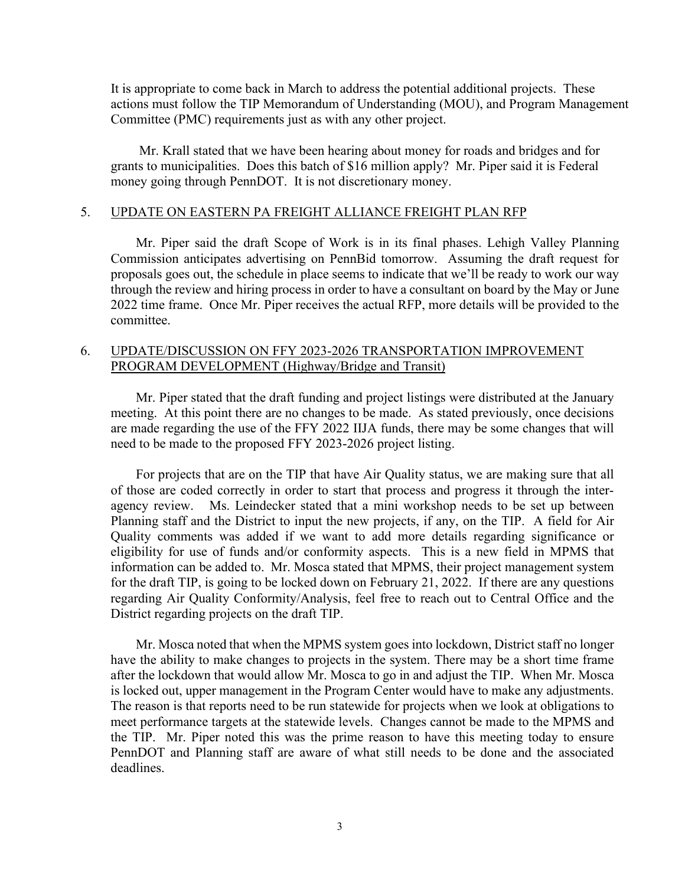It is appropriate to come back in March to address the potential additional projects. These actions must follow the TIP Memorandum of Understanding (MOU), and Program Management Committee (PMC) requirements just as with any other project.

Mr. Krall stated that we have been hearing about money for roads and bridges and for grants to municipalities. Does this batch of $16 million apply? Mr. Piper said it is Federal money going through PennDOT. It is not discretionary money.

## 5. UPDATE ON EASTERN PA FREIGHT ALLIANCE FREIGHT PLAN RFP

Mr. Piper said the draft Scope of Work is in its final phases. Lehigh Valley Planning Commission anticipates advertising on PennBid tomorrow. Assuming the draft request for proposals goes out, the schedule in place seems to indicate that we'll be ready to work our way through the review and hiring process in order to have a consultant on board by the May or June 2022 time frame. Once Mr. Piper receives the actual RFP, more details will be provided to the committee.

## 6. UPDATE/DISCUSSION ON FFY 2023-2026 TRANSPORTATION IMPROVEMENT PROGRAM DEVELOPMENT (Highway/Bridge and Transit)

Mr. Piper stated that the draft funding and project listings were distributed at the January meeting. At this point there are no changes to be made. As stated previously, once decisions are made regarding the use of the FFY 2022 IIJA funds, there may be some changes that will need to be made to the proposed FFY 2023-2026 project listing.

For projects that are on the TIP that have Air Quality status, we are making sure that all of those are coded correctly in order to start that process and progress it through the inter-agency review. Ms. Leindecker stated that a mini workshop needs to be set up between Planning staff and the District to input the new projects, if any, on the TIP. A field for Air Quality comments was added if we want to add more details regarding significance or eligibility for use of funds and/or conformity aspects. This is a new field in MPMS that information can be added to. Mr. Mosca stated that MPMS, their project management system for the draft TIP, is going to be locked down on February 21, 2022. If there are any questions regarding Air Quality Conformity/Analysis, feel free to reach out to Central Office and the District regarding projects on the draft TIP.

Mr. Mosca noted that when the MPMS system goes into lockdown, District staff no longer have the ability to make changes to projects in the system. There may be a short time frame after the lockdown that would allow Mr. Mosca to go in and adjust the TIP. When Mr. Mosca is locked out, upper management in the Program Center would have to make any adjustments. The reason is that reports need to be run statewide for projects when we look at obligations to meet performance targets at the statewide levels. Changes cannot be made to the MPMS and the TIP. Mr. Piper noted this was the prime reason to have this meeting today to ensure PennDOT and Planning staff are aware of what still needs to be done and the associated deadlines.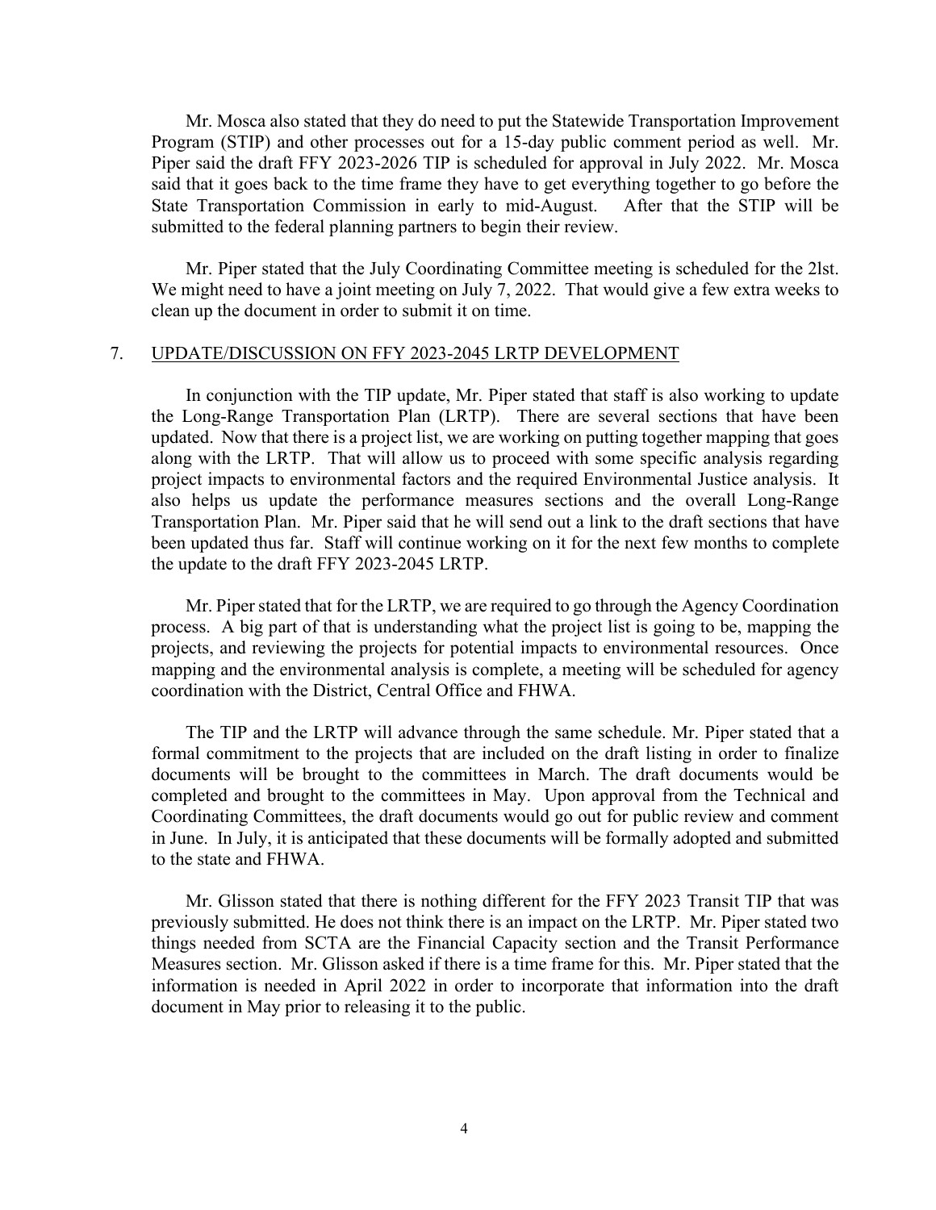Mr. Mosca also stated that they do need to put the Statewide Transportation Improvement Program (STIP) and other processes out for a 15-day public comment period as well. Mr. Piper said the draft FFY 2023-2026 TIP is scheduled for approval in July 2022. Mr. Mosca said that it goes back to the time frame they have to get everything together to go before the State Transportation Commission in early to mid-August. After that the STIP will be submitted to the federal planning partners to begin their review.

Mr. Piper stated that the July Coordinating Committee meeting is scheduled for the 2lst. We might need to have a joint meeting on July 7, 2022. That would give a few extra weeks to clean up the document in order to submit it on time.

## 7. UPDATE/DISCUSSION ON FFY 2023-2045 LRTP DEVELOPMENT

In conjunction with the TIP update, Mr. Piper stated that staff is also working to update the Long-Range Transportation Plan (LRTP). There are several sections that have been updated. Now that there is a project list, we are working on putting together mapping that goes along with the LRTP. That will allow us to proceed with some specific analysis regarding project impacts to environmental factors and the required Environmental Justice analysis. It also helps us update the performance measures sections and the overall Long-Range Transportation Plan. Mr. Piper said that he will send out a link to the draft sections that have been updated thus far. Staff will continue working on it for the next few months to complete the update to the draft FFY 2023-2045 LRTP.

Mr. Piper stated that for the LRTP, we are required to go through the Agency Coordination process. A big part of that is understanding what the project list is going to be, mapping the projects, and reviewing the projects for potential impacts to environmental resources. Once mapping and the environmental analysis is complete, a meeting will be scheduled for agency coordination with the District, Central Office and FHWA.

The TIP and the LRTP will advance through the same schedule. Mr. Piper stated that a formal commitment to the projects that are included on the draft listing in order to finalize documents will be brought to the committees in March. The draft documents would be completed and brought to the committees in May. Upon approval from the Technical and Coordinating Committees, the draft documents would go out for public review and comment in June. In July, it is anticipated that these documents will be formally adopted and submitted to the state and FHWA.

Mr. Glisson stated that there is nothing different for the FFY 2023 Transit TIP that was previously submitted. He does not think there is an impact on the LRTP. Mr. Piper stated two things needed from SCTA are the Financial Capacity section and the Transit Performance Measures section. Mr. Glisson asked if there is a time frame for this. Mr. Piper stated that the information is needed in April 2022 in order to incorporate that information into the draft document in May prior to releasing it to the public.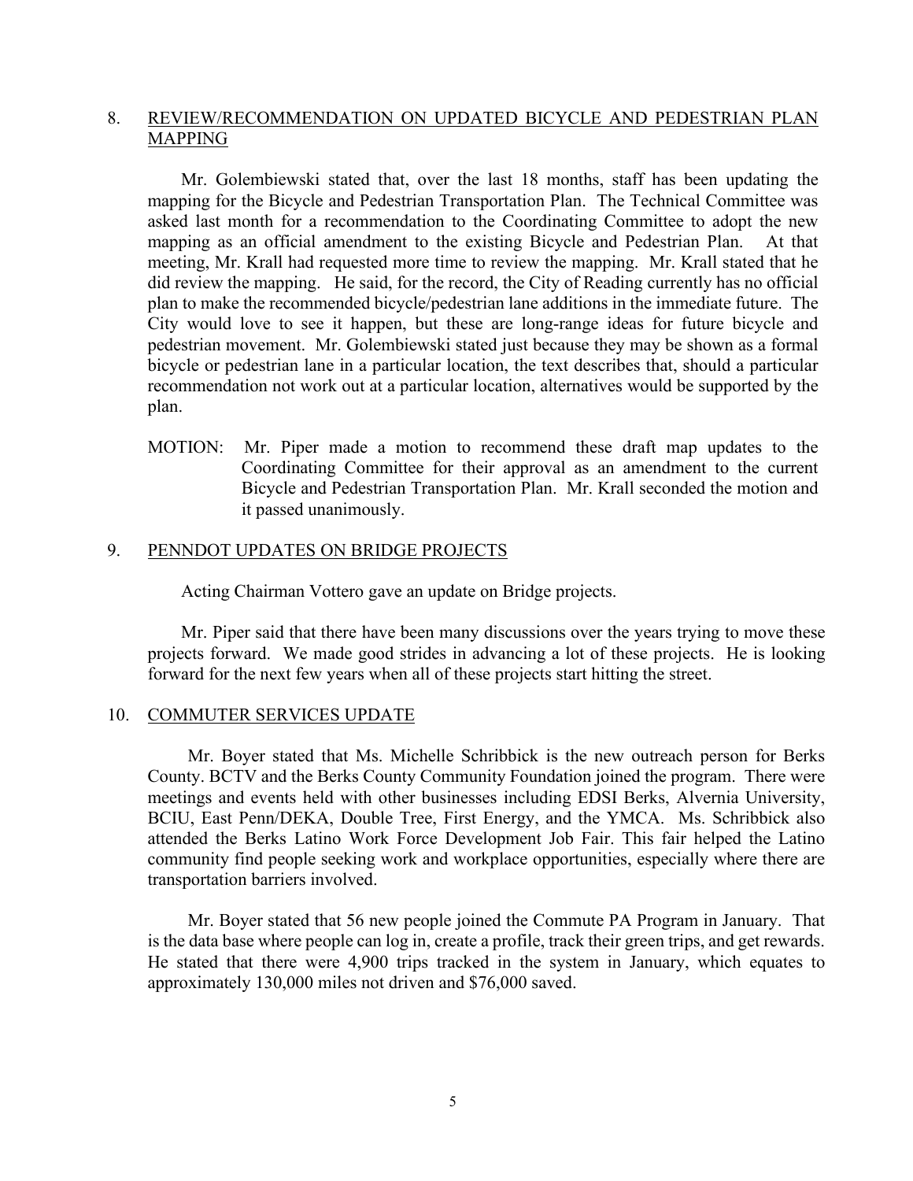## 8. REVIEW/RECOMMENDATION ON UPDATED BICYCLE AND PEDESTRIAN PLAN MAPPING

Mr. Golembiewski stated that, over the last 18 months, staff has been updating the mapping for the Bicycle and Pedestrian Transportation Plan. The Technical Committee was asked last month for a recommendation to the Coordinating Committee to adopt the new mapping as an official amendment to the existing Bicycle and Pedestrian Plan. At that meeting, Mr. Krall had requested more time to review the mapping. Mr. Krall stated that he did review the mapping. He said, for the record, the City of Reading currently has no official plan to make the recommended bicycle/pedestrian lane additions in the immediate future. The City would love to see it happen, but these are long-range ideas for future bicycle and pedestrian movement. Mr. Golembiewski stated just because they may be shown as a formal bicycle or pedestrian lane in a particular location, the text describes that, should a particular recommendation not work out at a particular location, alternatives would be supported by the plan.

MOTION: Mr. Piper made a motion to recommend these draft map updates to the Coordinating Committee for their approval as an amendment to the current Bicycle and Pedestrian Transportation Plan. Mr. Krall seconded the motion and it passed unanimously.

## 9. PENNDOT UPDATES ON BRIDGE PROJECTS

Acting Chairman Vottero gave an update on Bridge projects.

Mr. Piper said that there have been many discussions over the years trying to move these projects forward. We made good strides in advancing a lot of these projects. He is looking forward for the next few years when all of these projects start hitting the street.

## 10. COMMUTER SERVICES UPDATE

Mr. Boyer stated that Ms. Michelle Schribbick is the new outreach person for Berks County. BCTV and the Berks County Community Foundation joined the program. There were meetings and events held with other businesses including EDSI Berks, Alvernia University, BCIU, East Penn/DEKA, Double Tree, First Energy, and the YMCA. Ms. Schribbick also attended the Berks Latino Work Force Development Job Fair. This fair helped the Latino community find people seeking work and workplace opportunities, especially where there are transportation barriers involved.

Mr. Boyer stated that 56 new people joined the Commute PA Program in January. That is the data base where people can log in, create a profile, track their green trips, and get rewards. He stated that there were 4,900 trips tracked in the system in January, which equates to approximately 130,000 miles not driven and $76,000 saved.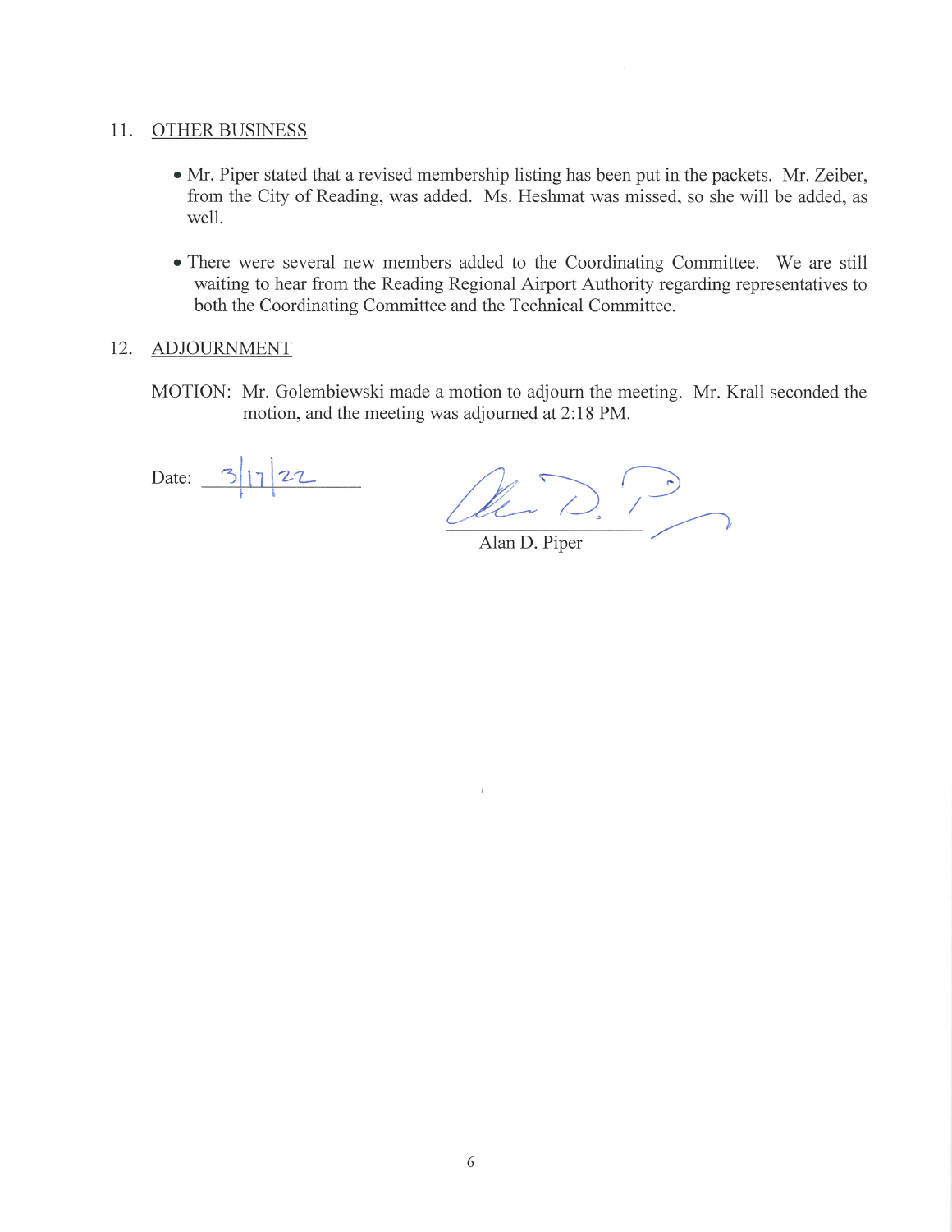## 11. OTHER BUSINESS

- Mr. Piper stated that a revised membership listing has been put in the packets. Mr. Zeiber, from the City of Reading, was added. Ms. Heshmat was missed, so she will be added, as well.

- There were several new members added to the Coordinating Committee. We are still waiting to hear from the Reading Regional Airport Authority regarding representatives to both the Coordinating Committee and the Technical Committee.

## 12. ADJOURNMENT

MOTION: Mr. Golembiewski made a motion to adjourn the meeting. Mr. Krall seconded the motion, and the meeting was adjourned at 2:18 PM.

Date: 3/17/22

Alan D. Piper